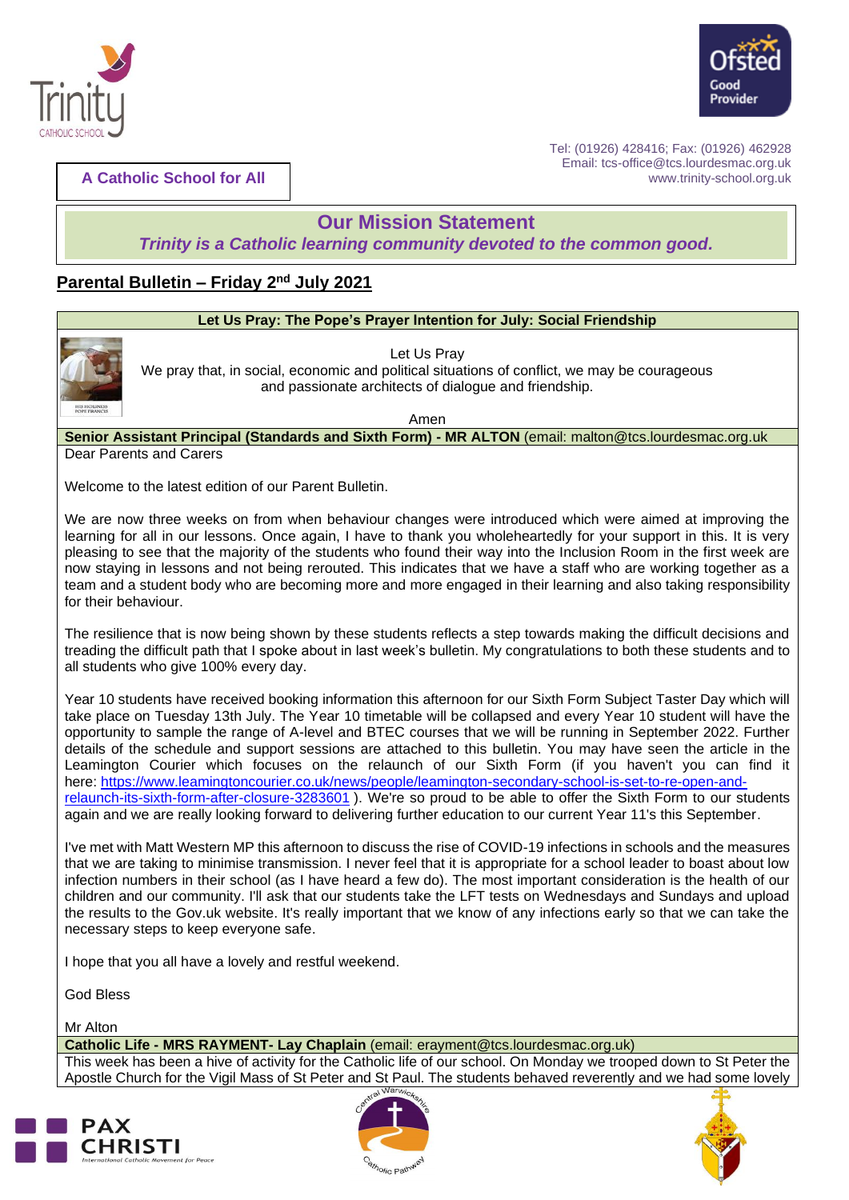Tel: (01926) 428416; Fax: (01926) 462928
Email: tcs-office@tcs.lourdesmac.org.uk
www.trinity-school.org.uk

**A Catholic School for All**

## Our Mission Statement

***Trinity is a Catholic learning community devoted to the common good.***

## Parental Bulletin – Friday 2nd July 2021

### Let Us Pray: The Pope's Prayer Intention for July: Social Friendship

Let Us Pray

We pray that, in social, economic and political situations of conflict, we may be courageous and passionate architects of dialogue and friendship.

Amen

### Senior Assistant Principal (Standards and Sixth Form) - MR ALTON (email: malton@tcs.lourdesmac.org.uk

Dear Parents and Carers

Welcome to the latest edition of our Parent Bulletin.

We are now three weeks on from when behaviour changes were introduced which were aimed at improving the learning for all in our lessons. Once again, I have to thank you wholeheartedly for your support in this. It is very pleasing to see that the majority of the students who found their way into the Inclusion Room in the first week are now staying in lessons and not being rerouted. This indicates that we have a staff who are working together as a team and a student body who are becoming more and more engaged in their learning and also taking responsibility for their behaviour.

The resilience that is now being shown by these students reflects a step towards making the difficult decisions and treading the difficult path that I spoke about in last week's bulletin. My congratulations to both these students and to all students who give 100% every day.

Year 10 students have received booking information this afternoon for our Sixth Form Subject Taster Day which will take place on Tuesday 13th July. The Year 10 timetable will be collapsed and every Year 10 student will have the opportunity to sample the range of A-level and BTEC courses that we will be running in September 2022. Further details of the schedule and support sessions are attached to this bulletin. You may have seen the article in the Leamington Courier which focuses on the relaunch of our Sixth Form (if you haven't you can find it here: https://www.leamingtoncourier.co.uk/news/people/leamington-secondary-school-is-set-to-re-open-and-relaunch-its-sixth-form-after-closure-3283601 ). We're so proud to be able to offer the Sixth Form to our students again and we are really looking forward to delivering further education to our current Year 11's this September.

I've met with Matt Western MP this afternoon to discuss the rise of COVID-19 infections in schools and the measures that we are taking to minimise transmission. I never feel that it is appropriate for a school leader to boast about low infection numbers in their school (as I have heard a few do). The most important consideration is the health of our children and our community. I'll ask that our students take the LFT tests on Wednesdays and Sundays and upload the results to the Gov.uk website. It's really important that we know of any infections early so that we can take the necessary steps to keep everyone safe.

I hope that you all have a lovely and restful weekend.

God Bless

Mr Alton

### Catholic Life - MRS RAYMENT- Lay Chaplain (email: erayment@tcs.lourdesmac.org.uk)

This week has been a hive of activity for the Catholic life of our school. On Monday we trooped down to St Peter the Apostle Church for the Vigil Mass of St Peter and St Paul. The students behaved reverently and we had some lovely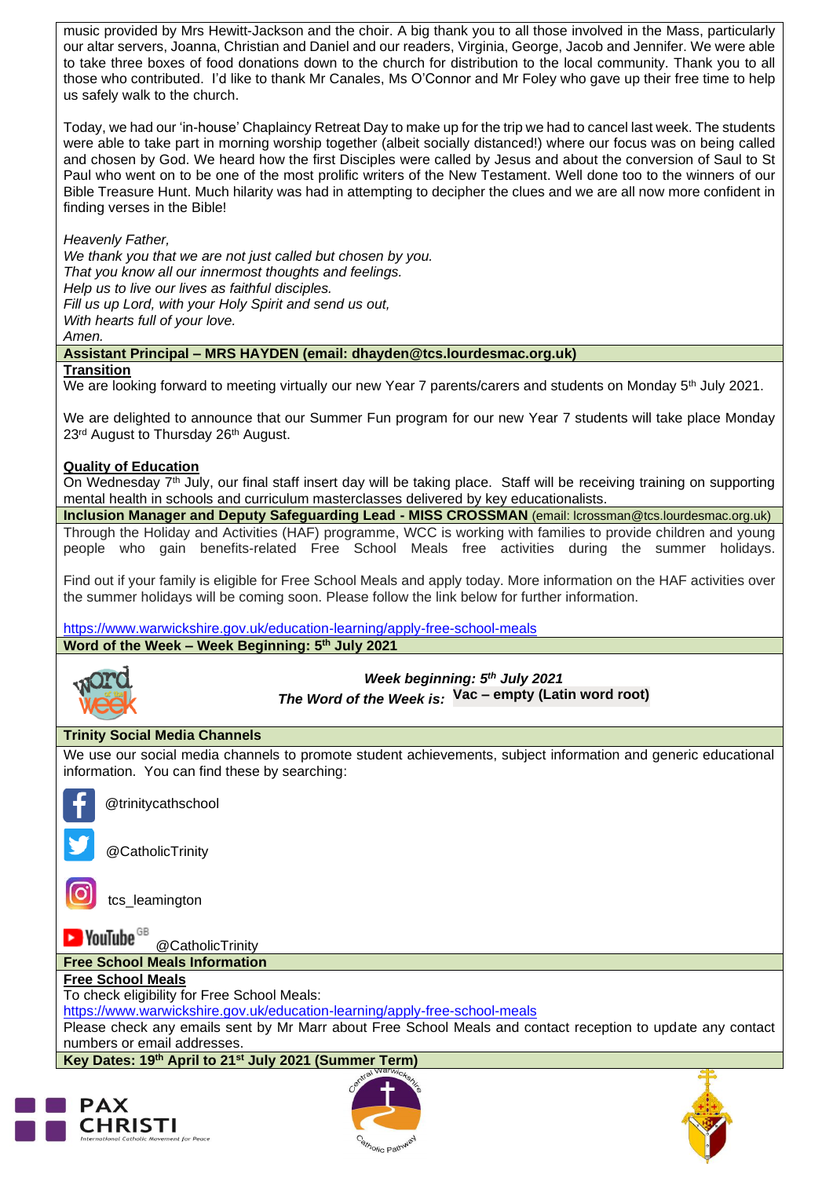music provided by Mrs Hewitt-Jackson and the choir. A big thank you to all those involved in the Mass, particularly our altar servers, Joanna, Christian and Daniel and our readers, Virginia, George, Jacob and Jennifer. We were able to take three boxes of food donations down to the church for distribution to the local community. Thank you to all those who contributed. I'd like to thank Mr Canales, Ms O'Connor and Mr Foley who gave up their free time to help us safely walk to the church.

Today, we had our 'in-house' Chaplaincy Retreat Day to make up for the trip we had to cancel last week. The students were able to take part in morning worship together (albeit socially distanced!) where our focus was on being called and chosen by God. We heard how the first Disciples were called by Jesus and about the conversion of Saul to St Paul who went on to be one of the most prolific writers of the New Testament. Well done too to the winners of our Bible Treasure Hunt. Much hilarity was had in attempting to decipher the clues and we are all now more confident in finding verses in the Bible!

*Heavenly Father,*
*We thank you that we are not just called but chosen by you.*
*That you know all our innermost thoughts and feelings.*
*Help us to live our lives as faithful disciples.*
*Fill us up Lord, with your Holy Spirit and send us out,*
*With hearts full of your love.*
*Amen.*

## Assistant Principal – MRS HAYDEN (email: dhayden@tcs.lourdesmac.org.uk)

**Transition**

We are looking forward to meeting virtually our new Year 7 parents/carers and students on Monday 5th July 2021.

We are delighted to announce that our Summer Fun program for our new Year 7 students will take place Monday 23rd August to Thursday 26th August.

**Quality of Education**

On Wednesday 7th July, our final staff insert day will be taking place. Staff will be receiving training on supporting mental health in schools and curriculum masterclasses delivered by key educationalists.

## Inclusion Manager and Deputy Safeguarding Lead - MISS CROSSMAN (email: lcrossman@tcs.lourdesmac.org.uk)

Through the Holiday and Activities (HAF) programme, WCC is working with families to provide children and young people who gain benefits-related Free School Meals free activities during the summer holidays.

Find out if your family is eligible for Free School Meals and apply today. More information on the HAF activities over the summer holidays will be coming soon. Please follow the link below for further information.

https://www.warwickshire.gov.uk/education-learning/apply-free-school-meals

## Word of the Week – Week Beginning: 5th July 2021

***Week beginning: 5th July 2021***
***The Word of the Week is:*** **Vac – empty (Latin word root)**

## Trinity Social Media Channels

We use our social media channels to promote student achievements, subject information and generic educational information. You can find these by searching:

@trinitycathschool

@CatholicTrinity

tcs_leamington

YouTube GB @CatholicTrinity

## Free School Meals Information

**Free School Meals**

To check eligibility for Free School Meals:
https://www.warwickshire.gov.uk/education-learning/apply-free-school-meals
Please check any emails sent by Mr Marr about Free School Meals and contact reception to update any contact numbers or email addresses.

## Key Dates: 19th April to 21st July 2021 (Summer Term)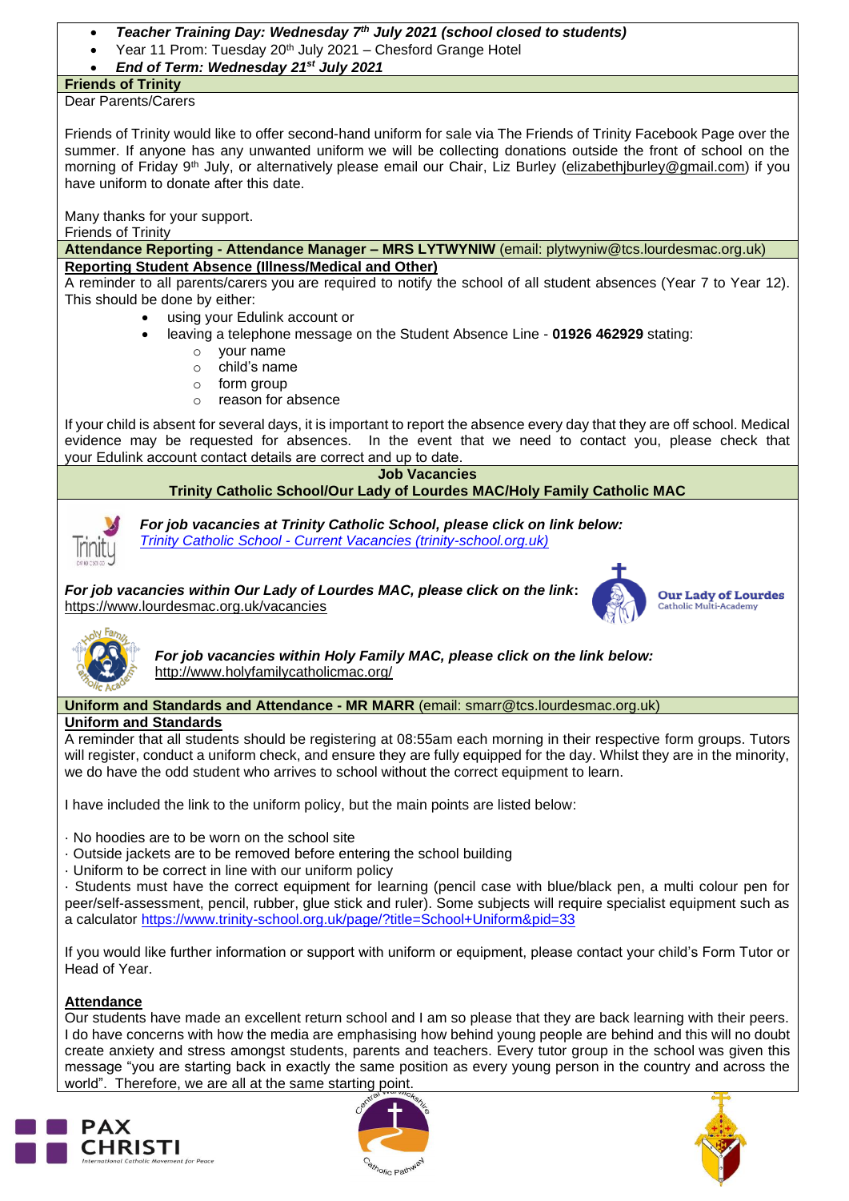- ***Teacher Training Day: Wednesday 7th July 2021 (school closed to students)***
- Year 11 Prom: Tuesday 20th July 2021 – Chesford Grange Hotel
- ***End of Term: Wednesday 21st July 2021***

## Friends of Trinity

Dear Parents/Carers

Friends of Trinity would like to offer second-hand uniform for sale via The Friends of Trinity Facebook Page over the summer. If anyone has any unwanted uniform we will be collecting donations outside the front of school on the morning of Friday 9th July, or alternatively please email our Chair, Liz Burley (elizabethjburley@gmail.com) if you have uniform to donate after this date.

Many thanks for your support.
Friends of Trinity

## Attendance Reporting - Attendance Manager – MRS LYTWYNIW (email: plytwyniw@tcs.lourdesmac.org.uk)

**Reporting Student Absence (Illness/Medical and Other)**

A reminder to all parents/carers you are required to notify the school of all student absences (Year 7 to Year 12). This should be done by either:

- using your Edulink account or
- leaving a telephone message on the Student Absence Line - **01926 462929** stating:
  - your name
  - child's name
  - form group
  - reason for absence

If your child is absent for several days, it is important to report the absence every day that they are off school. Medical evidence may be requested for absences. In the event that we need to contact you, please check that your Edulink account contact details are correct and up to date.

## Job Vacancies
## Trinity Catholic School/Our Lady of Lourdes MAC/Holy Family Catholic MAC

***For job vacancies at Trinity Catholic School, please click on link below:***
*Trinity Catholic School - Current Vacancies (trinity-school.org.uk)*

***For job vacancies within Our Lady of Lourdes MAC, please click on the link:***
https://www.lourdesmac.org.uk/vacancies

***For job vacancies within Holy Family MAC, please click on the link below:***
http://www.holyfamilycatholicmac.org/

## Uniform and Standards and Attendance - MR MARR (email: smarr@tcs.lourdesmac.org.uk)

**Uniform and Standards**

A reminder that all students should be registering at 08:55am each morning in their respective form groups. Tutors will register, conduct a uniform check, and ensure they are fully equipped for the day. Whilst they are in the minority, we do have the odd student who arrives to school without the correct equipment to learn.

I have included the link to the uniform policy, but the main points are listed below:

· No hoodies are to be worn on the school site
· Outside jackets are to be removed before entering the school building
· Uniform to be correct in line with our uniform policy
· Students must have the correct equipment for learning (pencil case with blue/black pen, a multi colour pen for peer/self-assessment, pencil, rubber, glue stick and ruler). Some subjects will require specialist equipment such as a calculator https://www.trinity-school.org.uk/page/?title=School+Uniform&pid=33

If you would like further information or support with uniform or equipment, please contact your child's Form Tutor or Head of Year.

**Attendance**

Our students have made an excellent return school and I am so please that they are back learning with their peers. I do have concerns with how the media are emphasising how behind young people are behind and this will no doubt create anxiety and stress amongst students, parents and teachers. Every tutor group in the school was given this message "you are starting back in exactly the same position as every young person in the country and across the world". Therefore, we are all at the same starting point.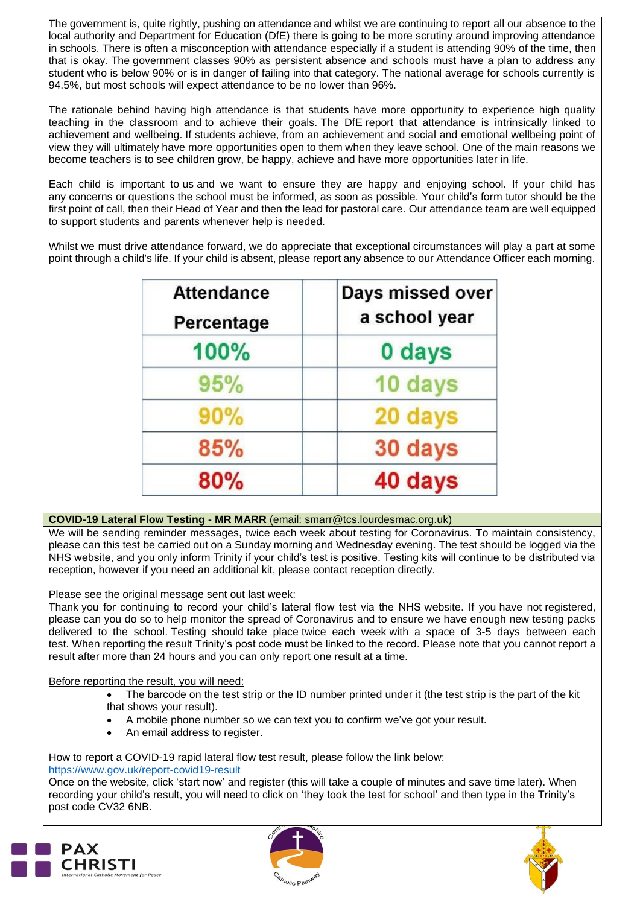The government is, quite rightly, pushing on attendance and whilst we are continuing to report all our absence to the local authority and Department for Education (DfE) there is going to be more scrutiny around improving attendance in schools. There is often a misconception with attendance especially if a student is attending 90% of the time, then that is okay. The government classes 90% as persistent absence and schools must have a plan to address any student who is below 90% or is in danger of failing into that category. The national average for schools currently is 94.5%, but most schools will expect attendance to be no lower than 96%.

The rationale behind having high attendance is that students have more opportunity to experience high quality teaching in the classroom and to achieve their goals. The DfE report that attendance is intrinsically linked to achievement and wellbeing. If students achieve, from an achievement and social and emotional wellbeing point of view they will ultimately have more opportunities open to them when they leave school. One of the main reasons we become teachers is to see children grow, be happy, achieve and have more opportunities later in life.

Each child is important to us and we want to ensure they are happy and enjoying school. If your child has any concerns or questions the school must be informed, as soon as possible. Your child's form tutor should be the first point of call, then their Head of Year and then the lead for pastoral care. Our attendance team are well equipped to support students and parents whenever help is needed.

Whilst we must drive attendance forward, we do appreciate that exceptional circumstances will play a part at some point through a child's life. If your child is absent, please report any absence to our Attendance Officer each morning.

| Attendance Percentage | | Days missed over a school year |
|---|---|---|
| 100% | | 0 days |
| 95% | | 10 days |
| 90% | | 20 days |
| 85% | | 30 days |
| 80% | | 40 days |

**COVID-19 Lateral Flow Testing - MR MARR** (email: smarr@tcs.lourdesmac.org.uk)

We will be sending reminder messages, twice each week about testing for Coronavirus. To maintain consistency, please can this test be carried out on a Sunday morning and Wednesday evening. The test should be logged via the NHS website, and you only inform Trinity if your child's test is positive. Testing kits will continue to be distributed via reception, however if you need an additional kit, please contact reception directly.

Please see the original message sent out last week:
Thank you for continuing to record your child's lateral flow test via the NHS website. If you have not registered, please can you do so to help monitor the spread of Coronavirus and to ensure we have enough new testing packs delivered to the school. Testing should take place twice each week with a space of 3-5 days between each test. When reporting the result Trinity's post code must be linked to the record. Please note that you cannot report a result after more than 24 hours and you can only report one result at a time.

Before reporting the result, you will need:

- The barcode on the test strip or the ID number printed under it (the test strip is the part of the kit that shows your result).
- A mobile phone number so we can text you to confirm we've got your result.
- An email address to register.

How to report a COVID-19 rapid lateral flow test result, please follow the link below:
https://www.gov.uk/report-covid19-result
Once on the website, click 'start now' and register (this will take a couple of minutes and save time later). When recording your child's result, you will need to click on 'they took the test for school' and then type in the Trinity's post code CV32 6NB.

PAX CHRISTI
International Catholic Movement for Peace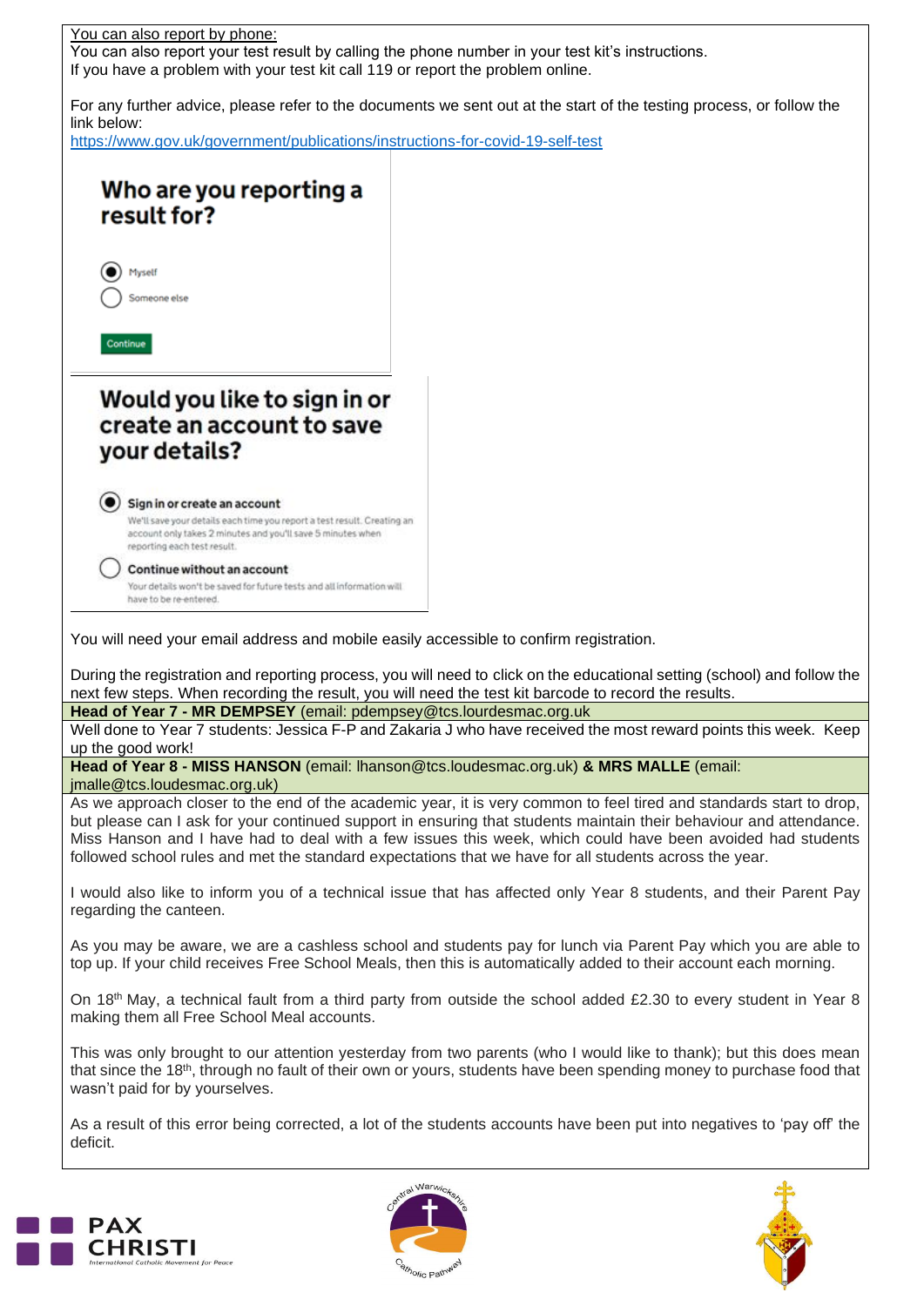You can also report by phone:
You can also report your test result by calling the phone number in your test kit's instructions.
If you have a problem with your test kit call 119 or report the problem online.

For any further advice, please refer to the documents we sent out at the start of the testing process, or follow the link below:
https://www.gov.uk/government/publications/instructions-for-covid-19-self-test

**Who are you reporting a result for?**

- (●) Myself
- ( ) Someone else

Continue

**Would you like to sign in or create an account to save your details?**

- (●) **Sign in or create an account**
  We'll save your details each time you report a test result. Creating an account only takes 2 minutes and you'll save 5 minutes when reporting each test result.
- ( ) **Continue without an account**
  Your details won't be saved for future tests and all information will have to be re-entered.

You will need your email address and mobile easily accessible to confirm registration.

During the registration and reporting process, you will need to click on the educational setting (school) and follow the next few steps. When recording the result, you will need the test kit barcode to record the results.

**Head of Year 7 - MR DEMPSEY** (email: pdempsey@tcs.lourdesmac.org.uk

Well done to Year 7 students: Jessica F-P and Zakaria J who have received the most reward points this week. Keep up the good work!

**Head of Year 8 - MISS HANSON** (email: lhanson@tcs.loudesmac.org.uk) **& MRS MALLE** (email: jmalle@tcs.loudesmac.org.uk)

As we approach closer to the end of the academic year, it is very common to feel tired and standards start to drop, but please can I ask for your continued support in ensuring that students maintain their behaviour and attendance. Miss Hanson and I have had to deal with a few issues this week, which could have been avoided had students followed school rules and met the standard expectations that we have for all students across the year.

I would also like to inform you of a technical issue that has affected only Year 8 students, and their Parent Pay regarding the canteen.

As you may be aware, we are a cashless school and students pay for lunch via Parent Pay which you are able to top up. If your child receives Free School Meals, then this is automatically added to their account each morning.

On 18th May, a technical fault from a third party from outside the school added £2.30 to every student in Year 8 making them all Free School Meal accounts.

This was only brought to our attention yesterday from two parents (who I would like to thank); but this does mean that since the 18th, through no fault of their own or yours, students have been spending money to purchase food that wasn't paid for by yourselves.

As a result of this error being corrected, a lot of the students accounts have been put into negatives to 'pay off' the deficit.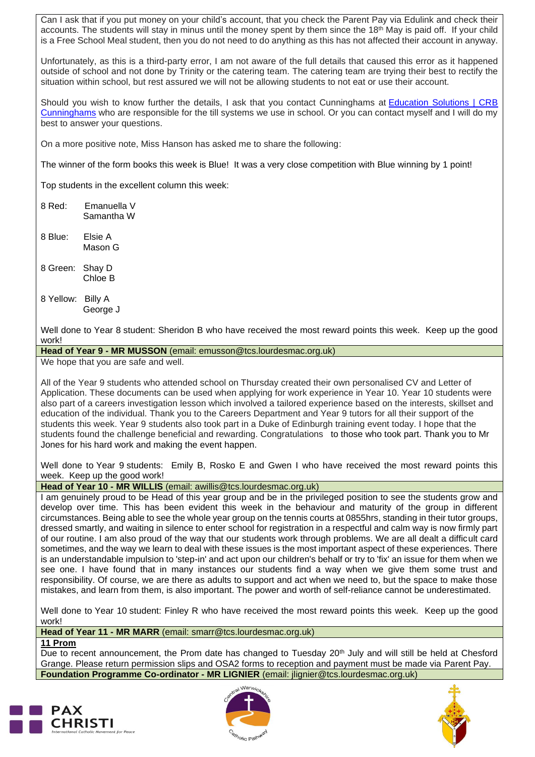Can I ask that if you put money on your child's account, that you check the Parent Pay via Edulink and check their accounts. The students will stay in minus until the money spent by them since the 18th May is paid off. If your child is a Free School Meal student, then you do not need to do anything as this has not affected their account in anyway.

Unfortunately, as this is a third-party error, I am not aware of the full details that caused this error as it happened outside of school and not done by Trinity or the catering team. The catering team are trying their best to rectify the situation within school, but rest assured we will not be allowing students to not eat or use their account.

Should you wish to know further the details, I ask that you contact Cunninghams at [Education Solutions | CRB Cunninghams]() who are responsible for the till systems we use in school. Or you can contact myself and I will do my best to answer your questions.

On a more positive note, Miss Hanson has asked me to share the following:

The winner of the form books this week is Blue! It was a very close competition with Blue winning by 1 point!

Top students in the excellent column this week:

8 Red: Emanuella V
Samantha W

8 Blue: Elsie A
Mason G

8 Green: Shay D
Chloe B

8 Yellow: Billy A
George J

Well done to Year 8 student: Sheridon B who have received the most reward points this week. Keep up the good work!

**Head of Year 9 - MR MUSSON** (email: emusson@tcs.lourdesmac.org.uk)

We hope that you are safe and well.

All of the Year 9 students who attended school on Thursday created their own personalised CV and Letter of Application. These documents can be used when applying for work experience in Year 10. Year 10 students were also part of a careers investigation lesson which involved a tailored experience based on the interests, skillset and education of the individual. Thank you to the Careers Department and Year 9 tutors for all their support of the students this week. Year 9 students also took part in a Duke of Edinburgh training event today. I hope that the students found the challenge beneficial and rewarding. Congratulations to those who took part. Thank you to Mr Jones for his hard work and making the event happen.

Well done to Year 9 students: Emily B, Rosko E and Gwen I who have received the most reward points this week. Keep up the good work!

**Head of Year 10 - MR WILLIS** (email: awillis@tcs.lourdesmac.org.uk)

I am genuinely proud to be Head of this year group and be in the privileged position to see the students grow and develop over time. This has been evident this week in the behaviour and maturity of the group in different circumstances. Being able to see the whole year group on the tennis courts at 0855hrs, standing in their tutor groups, dressed smartly, and waiting in silence to enter school for registration in a respectful and calm way is now firmly part of our routine. I am also proud of the way that our students work through problems. We are all dealt a difficult card sometimes, and the way we learn to deal with these issues is the most important aspect of these experiences. There is an understandable impulsion to 'step-in' and act upon our children's behalf or try to 'fix' an issue for them when we see one. I have found that in many instances our students find a way when we give them some trust and responsibility. Of course, we are there as adults to support and act when we need to, but the space to make those mistakes, and learn from them, is also important. The power and worth of self-reliance cannot be underestimated.

Well done to Year 10 student: Finley R who have received the most reward points this week. Keep up the good work!

**Head of Year 11 - MR MARR** (email: smarr@tcs.lourdesmac.org.uk)

**11 Prom**

Due to recent announcement, the Prom date has changed to Tuesday 20th July and will still be held at Chesford Grange. Please return permission slips and OSA2 forms to reception and payment must be made via Parent Pay.

**Foundation Programme Co-ordinator - MR LIGNIER** (email: jlignier@tcs.lourdesmac.org.uk)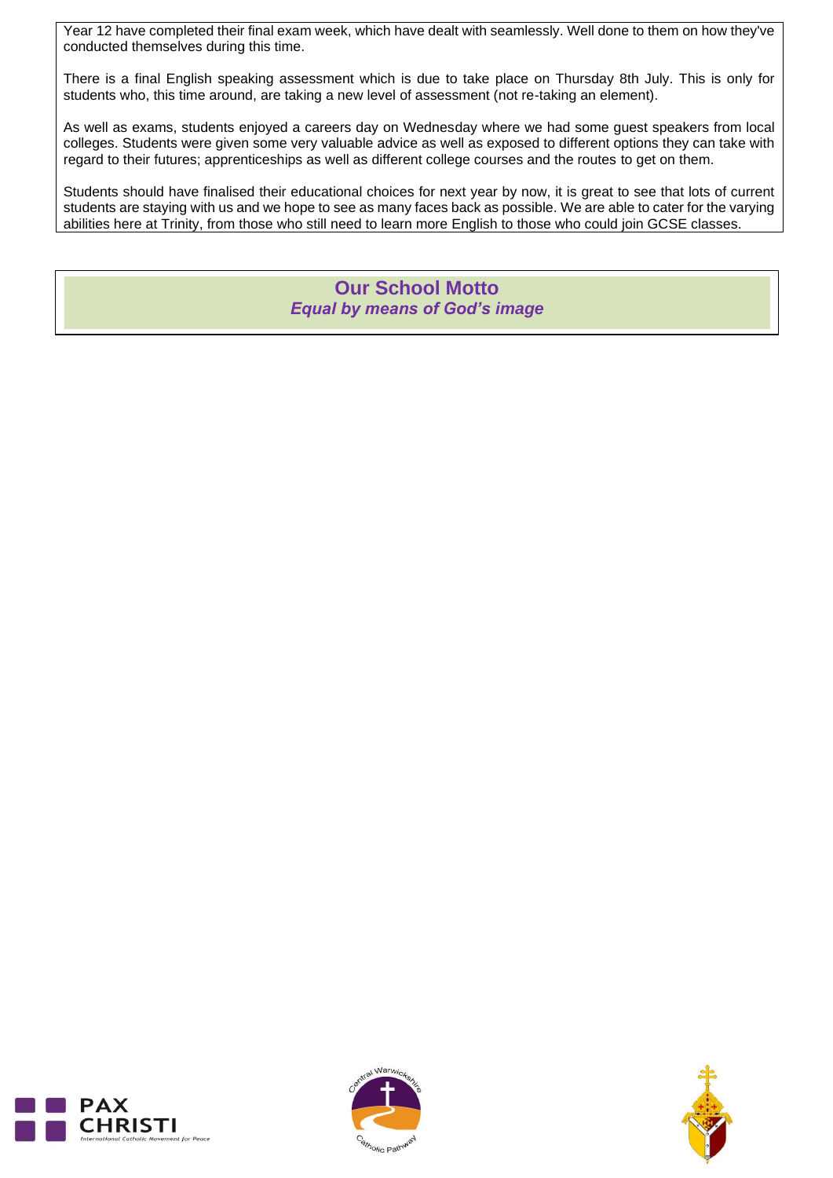Year 12 have completed their final exam week, which have dealt with seamlessly. Well done to them on how they've conducted themselves during this time.

There is a final English speaking assessment which is due to take place on Thursday 8th July. This is only for students who, this time around, are taking a new level of assessment (not re-taking an element).

As well as exams, students enjoyed a careers day on Wednesday where we had some guest speakers from local colleges. Students were given some very valuable advice as well as exposed to different options they can take with regard to their futures; apprenticeships as well as different college courses and the routes to get on them.

Students should have finalised their educational choices for next year by now, it is great to see that lots of current students are staying with us and we hope to see as many faces back as possible. We are able to cater for the varying abilities here at Trinity, from those who still need to learn more English to those who could join GCSE classes.

**Our School Motto**

***Equal by means of God's image***

PAX CHRISTI

International Catholic Movement for Peace

Central Warwickshire Catholic Pathway